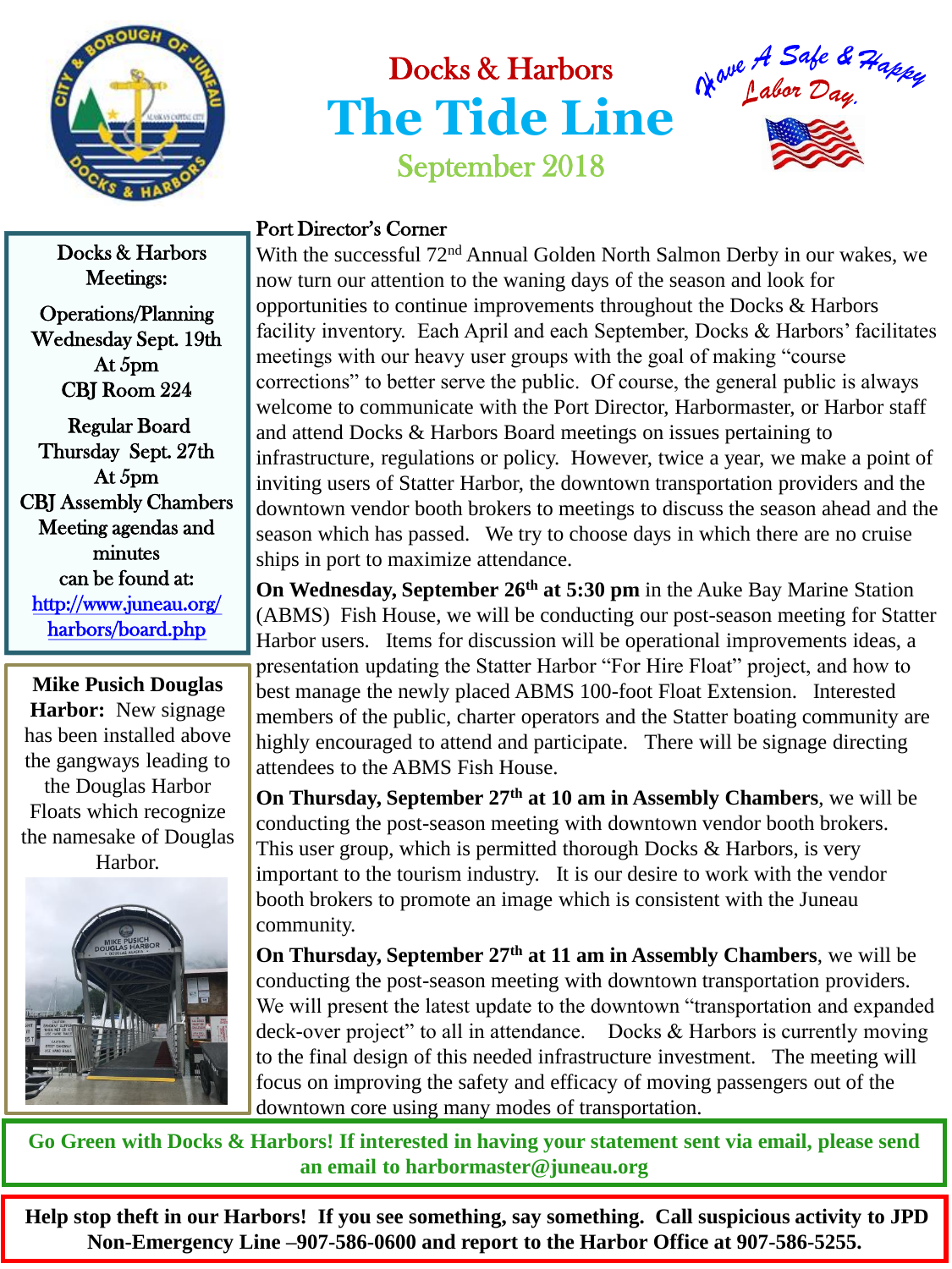Docks & Harbors

# The Tide Line

September 2018

*Have A Safe & Happy Labor Day.*

**Docks & Harbors Meetings:**

Operations/Planning
Wednesday Sept. 19th
At 5pm
CBJ Room 224

Regular Board
Thursday Sept. 27th
At 5pm
CBJ Assembly Chambers

Meeting agendas and minutes can be found at: http://www.juneau.org/harbors/board.php

**Mike Pusich Douglas Harbor:** New signage has been installed above the gangways leading to the Douglas Harbor Floats which recognize the namesake of Douglas Harbor.

## Port Director's Corner

With the successful 72nd Annual Golden North Salmon Derby in our wakes, we now turn our attention to the waning days of the season and look for opportunities to continue improvements throughout the Docks & Harbors facility inventory. Each April and each September, Docks & Harbors' facilitates meetings with our heavy user groups with the goal of making "course corrections" to better serve the public. Of course, the general public is always welcome to communicate with the Port Director, Harbormaster, or Harbor staff and attend Docks & Harbors Board meetings on issues pertaining to infrastructure, regulations or policy. However, twice a year, we make a point of inviting users of Statter Harbor, the downtown transportation providers and the downtown vendor booth brokers to meetings to discuss the season ahead and the season which has passed. We try to choose days in which there are no cruise ships in port to maximize attendance.

**On Wednesday, September 26th at 5:30 pm** in the Auke Bay Marine Station (ABMS) Fish House, we will be conducting our post-season meeting for Statter Harbor users. Items for discussion will be operational improvements ideas, a presentation updating the Statter Harbor "For Hire Float" project, and how to best manage the newly placed ABMS 100-foot Float Extension. Interested members of the public, charter operators and the Statter boating community are highly encouraged to attend and participate. There will be signage directing attendees to the ABMS Fish House.

**On Thursday, September 27th at 10 am in Assembly Chambers**, we will be conducting the post-season meeting with downtown vendor booth brokers. This user group, which is permitted thorough Docks & Harbors, is very important to the tourism industry. It is our desire to work with the vendor booth brokers to promote an image which is consistent with the Juneau community.

**On Thursday, September 27th at 11 am in Assembly Chambers**, we will be conducting the post-season meeting with downtown transportation providers. We will present the latest update to the downtown "transportation and expanded deck-over project" to all in attendance. Docks & Harbors is currently moving to the final design of this needed infrastructure investment. The meeting will focus on improving the safety and efficacy of moving passengers out of the downtown core using many modes of transportation.

**Go Green with Docks & Harbors! If interested in having your statement sent via email, please send an email to harbormaster@juneau.org**

**Help stop theft in our Harbors! If you see something, say something. Call suspicious activity to JPD Non-Emergency Line –907-586-0600 and report to the Harbor Office at 907-586-5255.**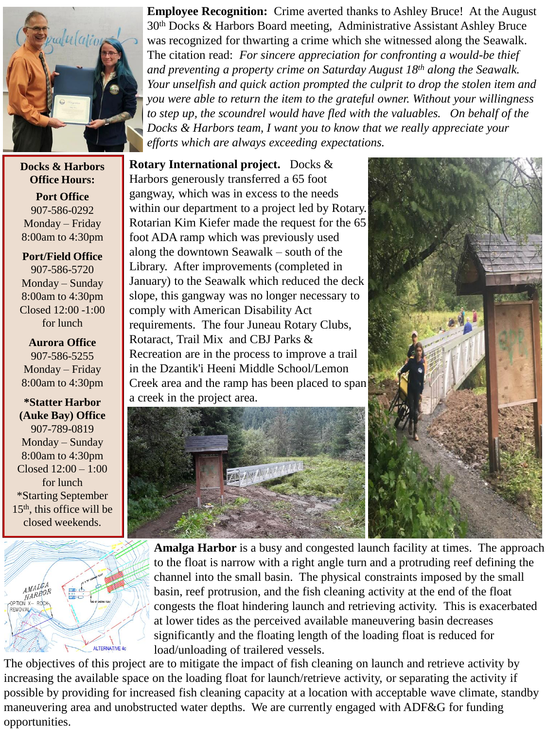**Employee Recognition:** Crime averted thanks to Ashley Bruce! At the August 30th Docks & Harbors Board meeting, Administrative Assistant Ashley Bruce was recognized for thwarting a crime which she witnessed along the Seawalk. The citation read: *For sincere appreciation for confronting a would-be thief and preventing a property crime on Saturday August 18th along the Seawalk. Your unselfish and quick action prompted the culprit to drop the stolen item and you were able to return the item to the grateful owner. Without your willingness to step up, the scoundrel would have fled with the valuables. On behalf of the Docks & Harbors team, I want you to know that we really appreciate your efforts which are always exceeding expectations.*

**Docks & Harbors Office Hours:**

**Port Office**
907-586-0292
Monday – Friday
8:00am to 4:30pm

**Port/Field Office**
907-586-5720
Monday – Sunday
8:00am to 4:30pm
Closed 12:00 -1:00 for lunch

**Aurora Office**
907-586-5255
Monday – Friday
8:00am to 4:30pm

**\*Statter Harbor (Auke Bay) Office**
907-789-0819
Monday – Sunday
8:00am to 4:30pm
Closed 12:00 – 1:00 for lunch
*Starting September 15th, this office will be closed weekends.

**Rotary International project.** Docks & Harbors generously transferred a 65 foot gangway, which was in excess to the needs within our department to a project led by Rotary. Rotarian Kim Kiefer made the request for the 65 foot ADA ramp which was previously used along the downtown Seawalk – south of the Library. After improvements (completed in January) to the Seawalk which reduced the deck slope, this gangway was no longer necessary to comply with American Disability Act requirements. The four Juneau Rotary Clubs, Rotaract, Trail Mix and CBJ Parks & Recreation are in the process to improve a trail in the Dzantik'i Heeni Middle School/Lemon Creek area and the ramp has been placed to span a creek in the project area.

**Amalga Harbor** is a busy and congested launch facility at times. The approach to the float is narrow with a right angle turn and a protruding reef defining the channel into the small basin. The physical constraints imposed by the small basin, reef protrusion, and the fish cleaning activity at the end of the float congests the float hindering launch and retrieving activity. This is exacerbated at lower tides as the perceived available maneuvering basin decreases significantly and the floating length of the loading float is reduced for load/unloading of trailered vessels.

The objectives of this project are to mitigate the impact of fish cleaning on launch and retrieve activity by increasing the available space on the loading float for launch/retrieve activity, or separating the activity if possible by providing for increased fish cleaning capacity at a location with acceptable wave climate, standby maneuvering area and unobstructed water depths. We are currently engaged with ADF&G for funding opportunities.